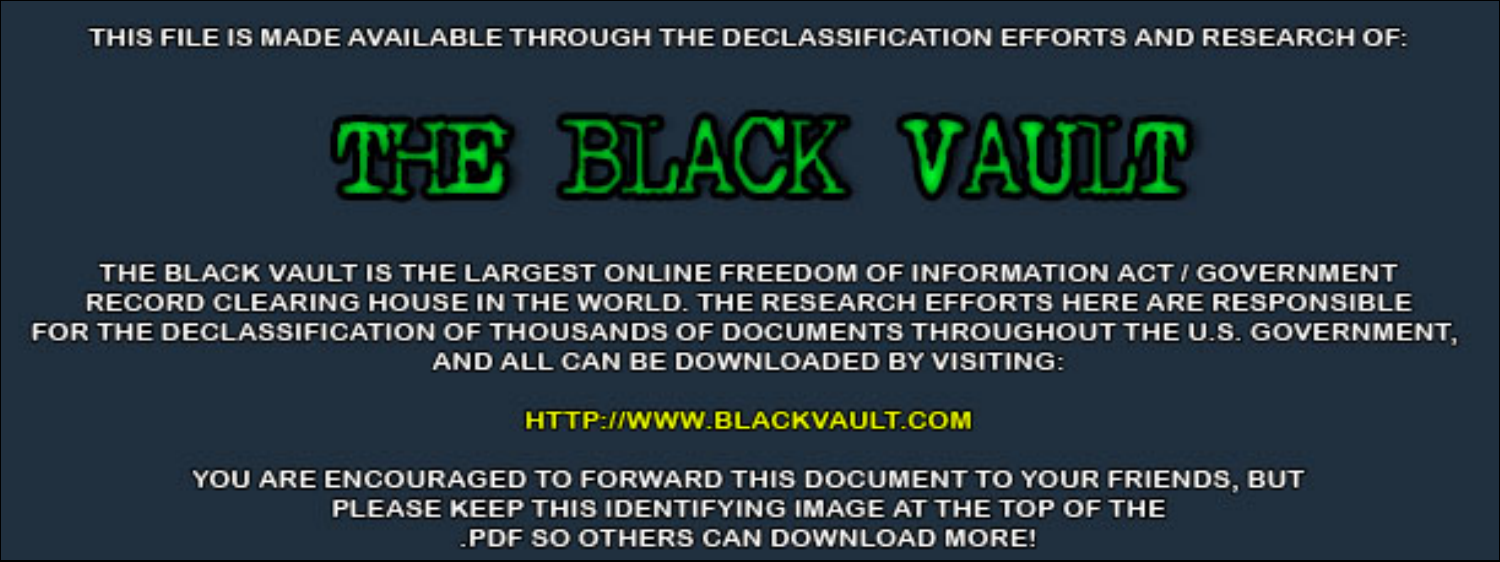THIS FILE IS MADE AVAILABLE THROUGH THE DECLASSIFICATION EFFORTS AND RESEARCH OF:

# THE BLACK VAULT

THE BLACK VAULT IS THE LARGEST ONLINE FREEDOM OF INFORMATION ACT / GOVERNMENT RECORD CLEARING HOUSE IN THE WORLD. THE RESEARCH EFFORTS HERE ARE RESPONSIBLE FOR THE DECLASSIFICATION OF THOUSANDS OF DOCUMENTS THROUGHOUT THE U.S. GOVERNMENT, AND ALL CAN BE DOWNLOADED BY VISITING:

HTTP://WWW.BLACKVAULT.COM

YOU ARE ENCOURAGED TO FORWARD THIS DOCUMENT TO YOUR FRIENDS, BUT PLEASE KEEP THIS IDENTIFYING IMAGE AT THE TOP OF THE .PDF SO OTHERS CAN DOWNLOAD MORE!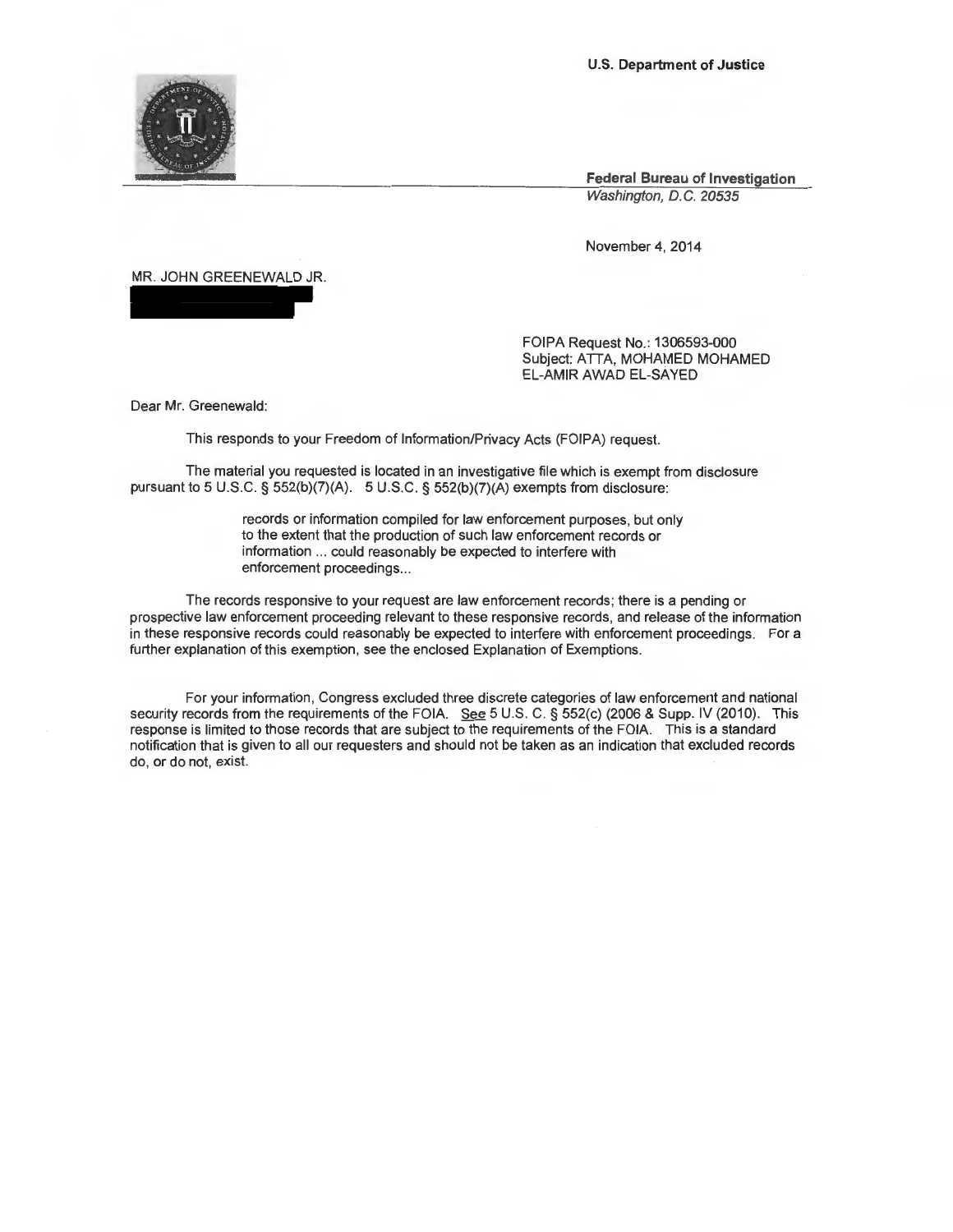U.S. Department of Justice

**Federal Bureau of Investigation**
*Washington, D.C. 20535*

November 4, 2014

MR. JOHN GREENEWALD JR.

FOIPA Request No.: 1306593-000
Subject: ATTA, MOHAMED MOHAMED EL-AMIR AWAD EL-SAYED

Dear Mr. Greenewald:

This responds to your Freedom of Information/Privacy Acts (FOIPA) request.

The material you requested is located in an investigative file which is exempt from disclosure pursuant to 5 U.S.C. § 552(b)(7)(A). 5 U.S.C. § 552(b)(7)(A) exempts from disclosure:

> records or information compiled for law enforcement purposes, but only to the extent that the production of such law enforcement records or information ... could reasonably be expected to interfere with enforcement proceedings...

The records responsive to your request are law enforcement records; there is a pending or prospective law enforcement proceeding relevant to these responsive records, and release of the information in these responsive records could reasonably be expected to interfere with enforcement proceedings. For a further explanation of this exemption, see the enclosed Explanation of Exemptions.

For your information, Congress excluded three discrete categories of law enforcement and national security records from the requirements of the FOIA. See 5 U.S. C. § 552(c) (2006 & Supp. IV (2010). This response is limited to those records that are subject to the requirements of the FOIA. This is a standard notification that is given to all our requesters and should not be taken as an indication that excluded records do, or do not, exist.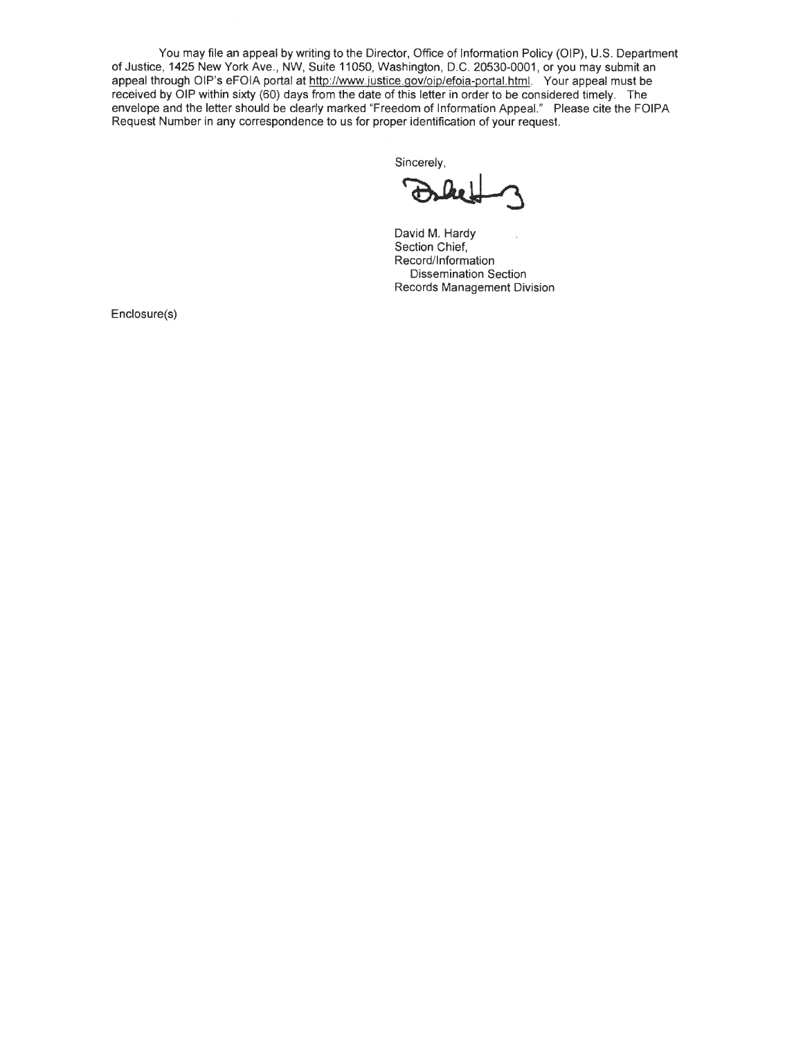You may file an appeal by writing to the Director, Office of Information Policy (OIP), U.S. Department of Justice, 1425 New York Ave., NW, Suite 11050, Washington, D.C. 20530-0001, or you may submit an appeal through OIP's eFOIA portal at http://www.justice.gov/oip/efoia-portal.html. Your appeal must be received by OIP within sixty (60) days from the date of this letter in order to be considered timely. The envelope and the letter should be clearly marked "Freedom of Information Appeal." Please cite the FOIPA Request Number in any correspondence to us for proper identification of your request.

Sincerely,

David M. Hardy
Section Chief,
Record/Information
Dissemination Section
Records Management Division

Enclosure(s)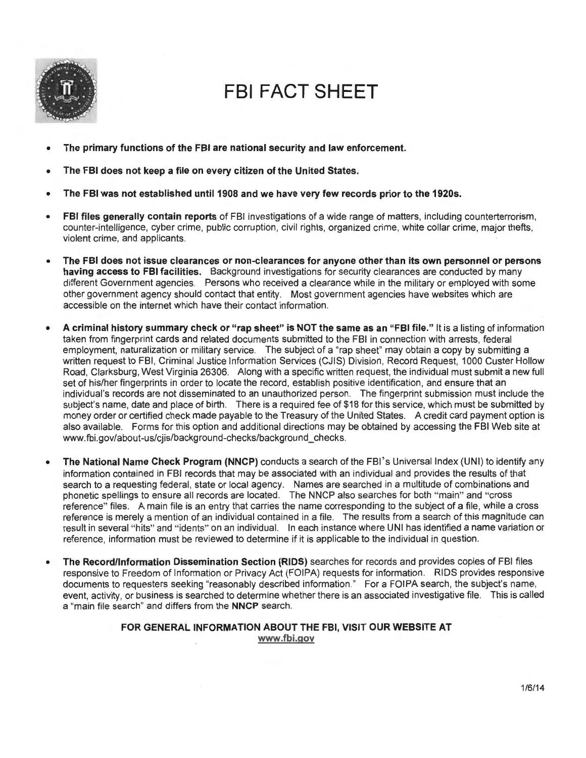# FBI FACT SHEET

- **The primary functions of the FBI are national security and law enforcement.**
- **The FBI does not keep a file on every citizen of the United States.**
- **The FBI was not established until 1908 and we have very few records prior to the 1920s.**
- **FBI files generally contain reports** of FBI investigations of a wide range of matters, including counterterrorism, counter-intelligence, cyber crime, public corruption, civil rights, organized crime, white collar crime, major thefts, violent crime, and applicants.
- **The FBI does not issue clearances or non-clearances for anyone other than its own personnel or persons having access to FBI facilities.** Background investigations for security clearances are conducted by many different Government agencies. Persons who received a clearance while in the military or employed with some other government agency should contact that entity. Most government agencies have websites which are accessible on the internet which have their contact information.
- **A criminal history summary check or "rap sheet" is NOT the same as an "FBI file."** It is a listing of information taken from fingerprint cards and related documents submitted to the FBI in connection with arrests, federal employment, naturalization or military service. The subject of a "rap sheet" may obtain a copy by submitting a written request to FBI, Criminal Justice Information Services (CJIS) Division, Record Request, 1000 Custer Hollow Road, Clarksburg, West Virginia 26306. Along with a specific written request, the individual must submit a new full set of his/her fingerprints in order to locate the record, establish positive identification, and ensure that an individual's records are not disseminated to an unauthorized person. The fingerprint submission must include the subject's name, date and place of birth. There is a required fee of $18 for this service, which must be submitted by money order or certified check made payable to the Treasury of the United States. A credit card payment option is also available. Forms for this option and additional directions may be obtained by accessing the FBI Web site at www.fbi.gov/about-us/cjis/background-checks/background_checks.
- **The National Name Check Program (NNCP)** conducts a search of the FBI's Universal Index (UNI) to identify any information contained in FBI records that may be associated with an individual and provides the results of that search to a requesting federal, state or local agency. Names are searched in a multitude of combinations and phonetic spellings to ensure all records are located. The NNCP also searches for both "main" and "cross reference" files. A main file is an entry that carries the name corresponding to the subject of a file, while a cross reference is merely a mention of an individual contained in a file. The results from a search of this magnitude can result in several "hits" and "idents" on an individual. In each instance where UNI has identified a name variation or reference, information must be reviewed to determine if it is applicable to the individual in question.
- **The Record/Information Dissemination Section (RIDS)** searches for records and provides copies of FBI files responsive to Freedom of Information or Privacy Act (FOIPA) requests for information. RIDS provides responsive documents to requesters seeking "reasonably described information." For a FOIPA search, the subject's name, event, activity, or business is searched to determine whether there is an associated investigative file. This is called a "main file search" and differs from the **NNCP** search.

**FOR GENERAL INFORMATION ABOUT THE FBI, VISIT OUR WEBSITE AT www.fbi.gov**

1/6/14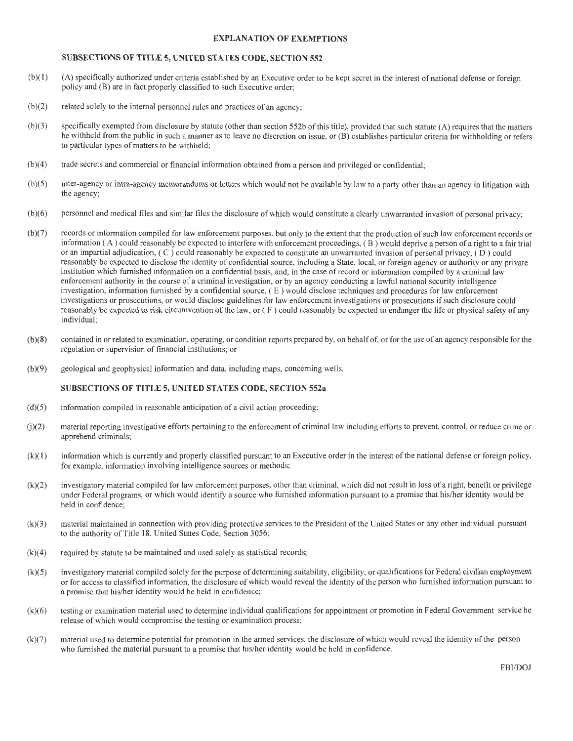## EXPLANATION OF EXEMPTIONS

### SUBSECTIONS OF TITLE 5, UNITED STATES CODE, SECTION 552

(b)(1) (A) specifically authorized under criteria established by an Executive order to be kept secret in the interest of national defense or foreign policy and (B) are in fact properly classified to such Executive order;

(b)(2) related solely to the internal personnel rules and practices of an agency;

(b)(3) specifically exempted from disclosure by statute (other than section 552b of this title), provided that such statute (A) requires that the matters be withheld from the public in such a manner as to leave no discretion on issue, or (B) establishes particular criteria for withholding or refers to particular types of matters to be withheld;

(b)(4) trade secrets and commercial or financial information obtained from a person and privileged or confidential;

(b)(5) inter-agency or intra-agency memorandums or letters which would not be available by law to a party other than an agency in litigation with the agency;

(b)(6) personnel and medical files and similar files the disclosure of which would constitute a clearly unwarranted invasion of personal privacy;

(b)(7) records or information compiled for law enforcement purposes, but only to the extent that the production of such law enforcement records or information ( A ) could reasonably be expected to interfere with enforcement proceedings, ( B ) would deprive a person of a right to a fair trial or an impartial adjudication, ( C ) could reasonably be expected to constitute an unwarranted invasion of personal privacy, ( D ) could reasonably be expected to disclose the identity of confidential source, including a State, local, or foreign agency or authority or any private institution which furnished information on a confidential basis, and, in the case of record or information compiled by a criminal law enforcement authority in the course of a criminal investigation, or by an agency conducting a lawful national security intelligence investigation, information furnished by a confidential source, ( E ) would disclose techniques and procedures for law enforcement investigations or prosecutions, or would disclose guidelines for law enforcement investigations or prosecutions if such disclosure could reasonably be expected to risk circumvention of the law, or ( F ) could reasonably be expected to endanger the life or physical safety of any individual;

(b)(8) contained in or related to examination, operating, or condition reports prepared by, on behalf of, or for the use of an agency responsible for the regulation or supervision of financial institutions; or

(b)(9) geological and geophysical information and data, including maps, concerning wells.

### SUBSECTIONS OF TITLE 5, UNITED STATES CODE, SECTION 552a

(d)(5) information compiled in reasonable anticipation of a civil action proceeding;

(j)(2) material reporting investigative efforts pertaining to the enforcement of criminal law including efforts to prevent, control, or reduce crime or apprehend criminals;

(k)(1) information which is currently and properly classified pursuant to an Executive order in the interest of the national defense or foreign policy, for example, information involving intelligence sources or methods;

(k)(2) investigatory material compiled for law enforcement purposes, other than criminal, which did not result in loss of a right, benefit or privilege under Federal programs, or which would identify a source who furnished information pursuant to a promise that his/her identity would be held in confidence;

(k)(3) material maintained in connection with providing protective services to the President of the United States or any other individual pursuant to the authority of Title 18, United States Code, Section 3056;

(k)(4) required by statute to be maintained and used solely as statistical records;

(k)(5) investigatory material compiled solely for the purpose of determining suitability, eligibility, or qualifications for Federal civilian employment or for access to classified information, the disclosure of which would reveal the identity of the person who furnished information pursuant to a promise that his/her identity would be held in confidence;

(k)(6) testing or examination material used to determine individual qualifications for appointment or promotion in Federal Government service he release of which would compromise the testing or examination process;

(k)(7) material used to determine potential for promotion in the armed services, the disclosure of which would reveal the identity of the person who furnished the material pursuant to a promise that his/her identity would be held in confidence.

FBI/DOJ